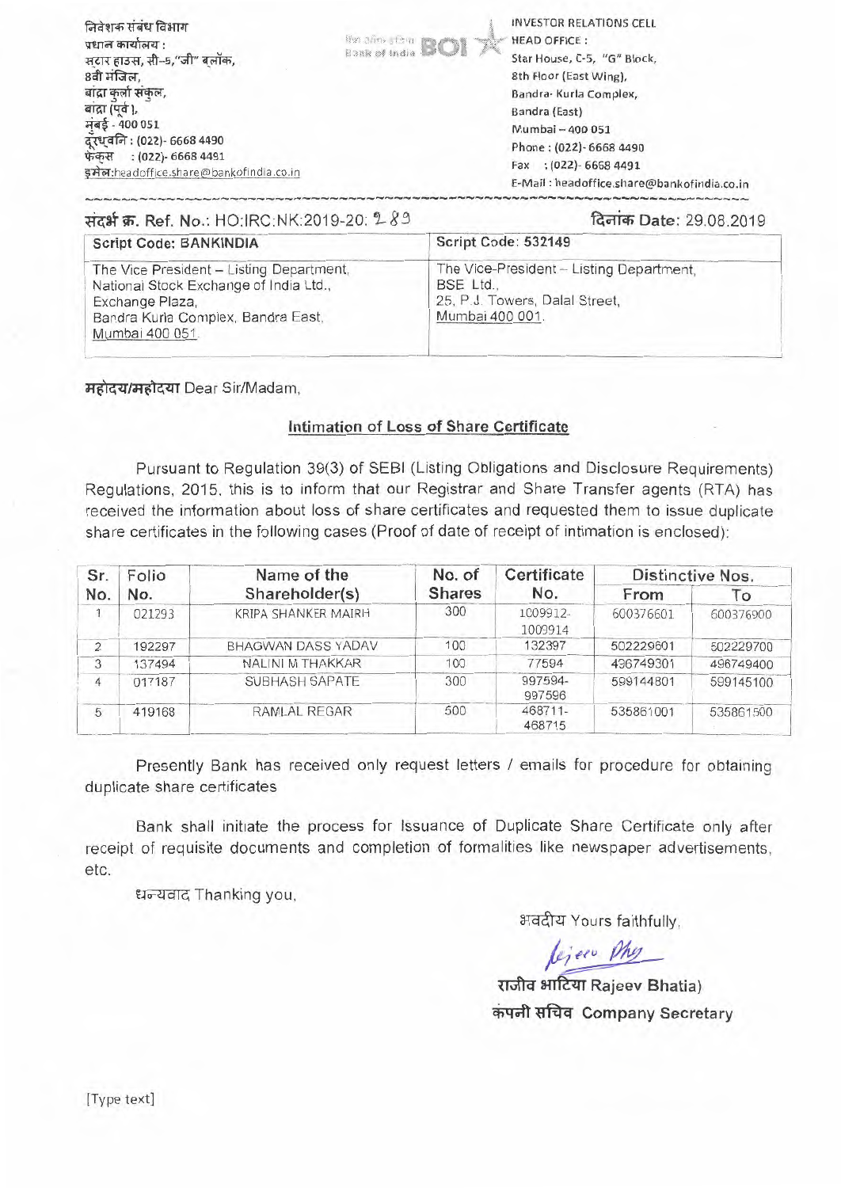निवेशक संबंध विभाग
प्रधान कार्यालय :
स्टार हाउस, सी–5,"जी" ब्लॉक,
8वी मंजिल,
बांद्रा कुर्ला संकुल,
बांद्रा (पूर्व ),
मुंबई - 400 051
दूरध्वनि : (022)- 6668 4490
फेक्स : (022)- 6668 4491
इमेल:headoffice.share@bankofindia.co.in

INVESTOR RELATIONS CELL
HEAD OFFICE :
Star House, C-5, "G" Block,
8th Floor (East Wing),
Bandra- Kurla Complex,
Bandra (East)
Mumbai – 400 051
Phone : (022)- 6668 4490
Fax : (022)- 6668 4491
E-Mail : headoffice.share@bankofindia.co.in

संदर्भ क्र. Ref. No.: HO:IRC:NK:2019-20: 283 — दिनांक Date: 29.08.2019

| Script Code: BANKINDIA | Script Code: 532149 |
|---|---|
| The Vice President – Listing Department, National Stock Exchange of India Ltd., Exchange Plaza, Bandra Kurla Complex, Bandra East, Mumbai 400 051. | The Vice-President – Listing Department, BSE Ltd., 25, P.J. Towers, Dalal Street, Mumbai 400 001. |

महोदय/महोदया Dear Sir/Madam,

## Intimation of Loss of Share Certificate

Pursuant to Regulation 39(3) of SEBI (Listing Obligations and Disclosure Requirements) Regulations, 2015, this is to inform that our Registrar and Share Transfer agents (RTA) has received the information about loss of share certificates and requested them to issue duplicate share certificates in the following cases (Proof of date of receipt of intimation is enclosed):

| Sr. No. | Folio No. | Name of the Shareholder(s) | No. of Shares | Certificate No. | Distinctive Nos. | |
|---|---|---|---|---|---|---|
| | | | | | From | To |
| 1 | 021293 | KRIPA SHANKER MAIRH | 300 | 1009912-1009914 | 600376601 | 600376900 |
| 2 | 192297 | BHAGWAN DASS YADAV | 100 | 132397 | 502229601 | 502229700 |
| 3 | 137494 | NALINI M THAKKAR | 100 | 77594 | 496749301 | 496749400 |
| 4 | 017187 | SUBHASH SAPATE | 300 | 997594-997596 | 599144801 | 599145100 |
| 5 | 419168 | RAMLAL REGAR | 500 | 468711-468715 | 535861001 | 535861500 |

Presently Bank has received only request letters / emails for procedure for obtaining duplicate share certificates

Bank shall initiate the process for Issuance of Duplicate Share Certificate only after receipt of requisite documents and completion of formalities like newspaper advertisements, etc.

धन्यवाद Thanking you,

भवदीय Yours faithfully,

राजीव भाटिया Rajeev Bhatia)
कंपनी सचिव Company Secretary

[Type text]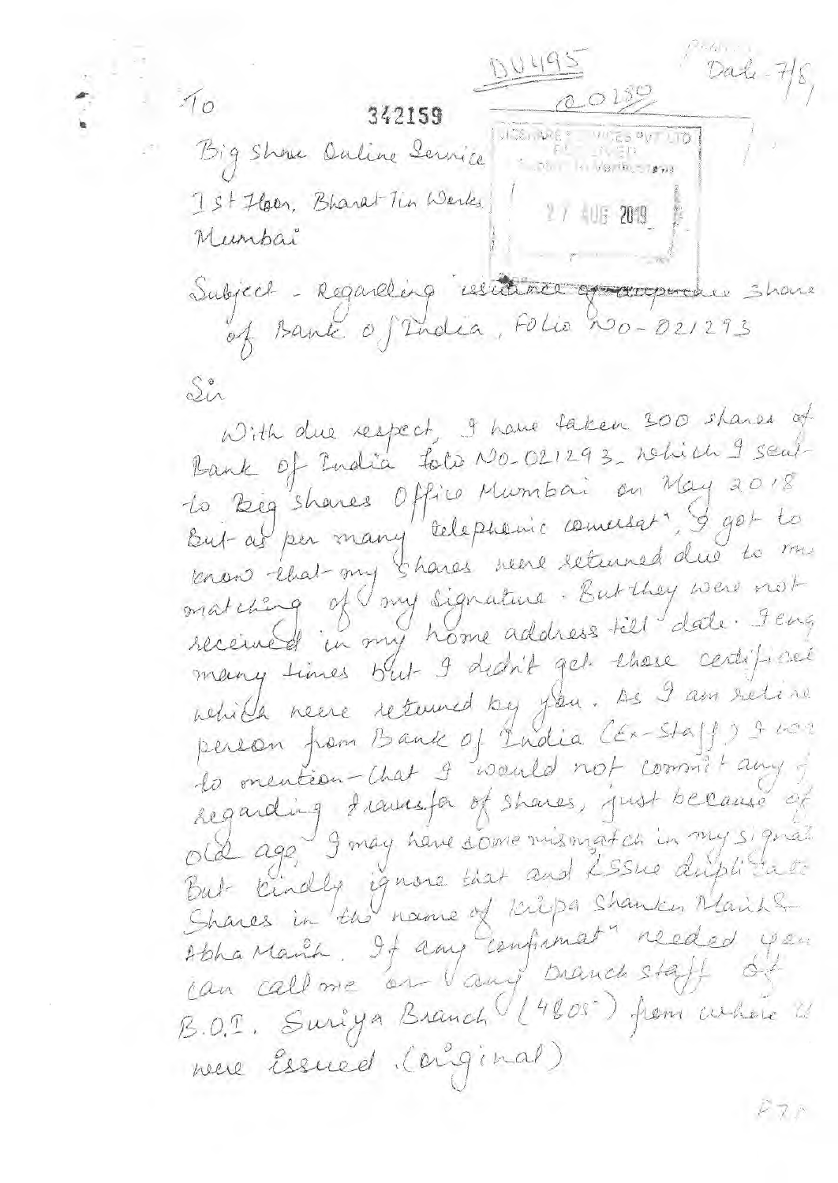DU495

Q0180

Dak-7/8

342159

To

Big Share Online Service

1st Floor, Bharat Tin Works

Mumbai

BIGSHARE SERVICES PVT LTD
RECEIVED
Subject to Verification
27 AUG 2019

Subject - Regarding ~~issuance of duplicate~~ Share of Bank of India, Folio No - 021293

Sir

With due respect, I have taken 300 shares of Bank of India folio No - 021293 which I sent to Big shares Office Mumbai on May 2018 But as per many telephonic conversat", I got to know that my shares were returned due to mismatching of my signature. But they were not received in my home address till date. I enq many times but I didn't get those certificate which were returned by you. As I am retire person from Bank of India (Ex-Staff) I want to mention that I would not commit any of regarding transfer of shares, just because of old age I may have some mismatch in my signat But kindly ignore that and issue duplicate Shares in the name of Kripa Shankar Maith & Abha Maith. If any confirmat" needed you can call me or any branch staff of B.O.I. Suriya Branch (4805) from where it were issued (original)

P.T.O.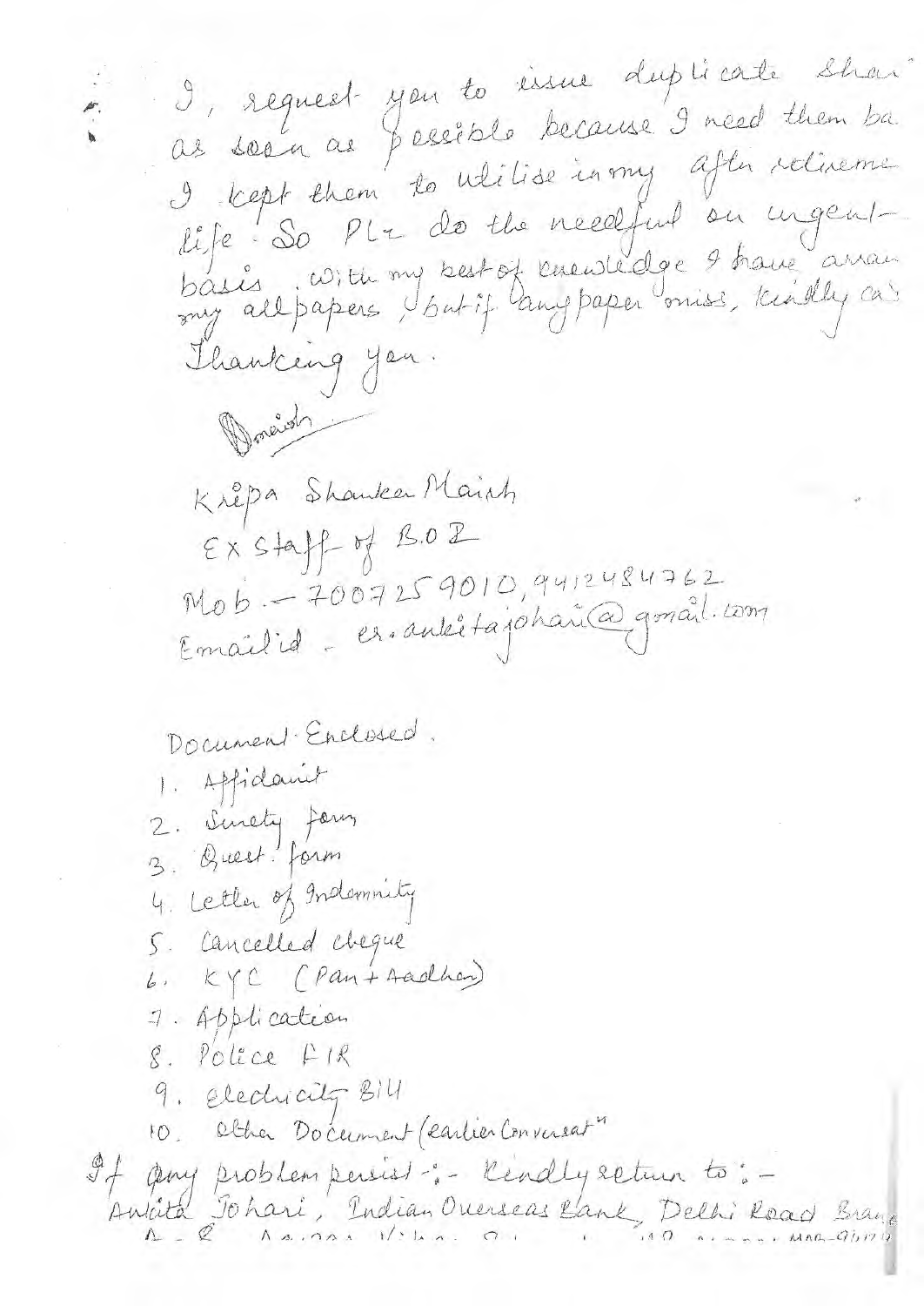I, request you to issue duplicate Shar
as soon as possible because I need them ba
I kept them to utilise in my after retireme
life. So Plz do the needful on urgent
basis. With my best of knowledge I have arran
my all papers, but if any paper miss, kindly ca
Thanking you.

Dmaish

Kripa Shankar Maish
Ex staff of B.O.I
Mob. - 7007259010, 9412484762
Email id - er.ankitajohari@gmail.com

Document Enclosed.

1. Affidavit
2. Surety form
3. Quest. form
4. Letter of Indemnity
5. Cancelled cheque
6. KYC (Pan + Aadhar)
7. Application
8. Police FIR
9. Electricity Bill
10. Other Document (earlier Conversat^n)

If any problem persist :- Kindly return to :-
Ankita Johari, Indian Overseas Bank, Delhi Road Bran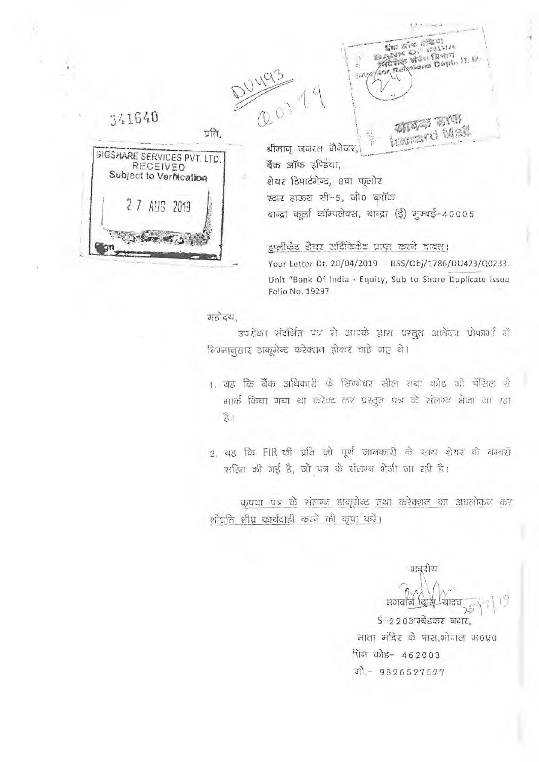341640

BIGSHARE SERVICES PVT. LTD.
RECEIVED
Subject to Verification

27 AUG 2019

DU493
Q0279

बैंक ऑफ इंडिया
BANK OF INDIA
निवेशक संबंध विभाग
Investor Relations Dept, H.O.

आवक डाक
Inward Mail

प्रति,

श्रीमान् जनरल मैनेजर,
बैंक ऑफ इण्डिया,
शेयर डिपार्टमेन्ट, 8वा फ्लोर
स्टार हाऊस सी-5, जी0 ब्लॉक
बान्द्रा कूर्ला कॉम्पलेक्स, बान्द्रा (ई) मुम्बई-40005

डुप्लीकेट शैयर सर्टिफिकेट प्राप्त करने बावत्।

Your Letter Dt. 20/04/2019 BSS/Obj/1786/DU423/Q0233.
Unit "Bank Of India - Equity, Sub to Share Duplicate Issue
Folio No. 19297

महोदय,

उपरोक्त संदर्भित पत्र से आपके द्वारा प्रस्तुत आवेदन प्रोफार्मा में निम्नानुसार डाकूमेन्ट करेक्शन होकर चाहे गए थे।

1. यह कि बैंक अधिकारी के सिग्नेचर सील तथा कोड जो पेंसिल से मार्क किया गया था करेक्ट कर प्रस्तुत पत्र के संलग्न भेजा जा रहा है।

2. यह कि FIR की प्रति जो पूर्ण जानकारी के साथ शेयर के नम्बरों सहित की गई है, जो पत्र के संलग्न भेजी जा रही है।

कृपया पत्र के संलग्न डाकूमेन्ट तथा करेक्शन का अवलोकन कर शीघ्रति शीघ्र कार्यवाही करने की कृपा करें।

भवदीय

भगवान दास यादव 25/7/19

S-2203अम्बेडकर नगर,
माता मंदिर के पास,भोपाल म0प्र0
पिन कोड- 462003
मो.- 9826527627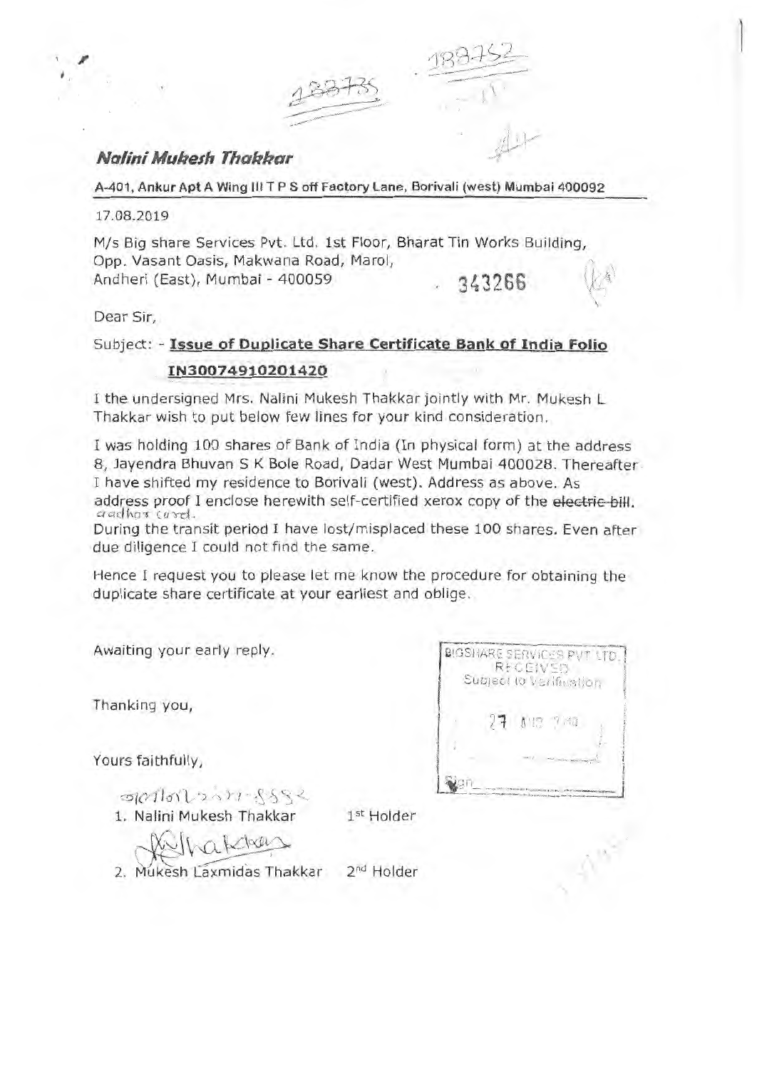183735 183752

# *Nalini Mukesh Thakkar*

**A-401, Ankur Apt A Wing III T P S off Factory Lane, Borivali (west) Mumbai 400092**

17.08.2019

M/s Big share Services Pvt. Ltd. 1st Floor, Bharat Tin Works Building,
Opp. Vasant Oasis, Makwana Road, Marol,
Andheri (East), Mumbai - 400059

343266

Dear Sir,

Subject: - **Issue of Duplicate Share Certificate Bank of India Folio IN30074910201420**

I the undersigned Mrs. Nalini Mukesh Thakkar jointly with Mr. Mukesh L Thakkar wish to put below few lines for your kind consideration.

I was holding 100 shares of Bank of India (In physical form) at the address 8, Jayendra Bhuvan S K Bole Road, Dadar West Mumbai 400028. Thereafter I have shifted my residence to Borivali (west). Address as above. As address proof I enclose herewith self-certified xerox copy of the ~~electric bill~~. aadhar card.

During the transit period I have lost/misplaced these 100 shares. Even after due diligence I could not find the same.

Hence I request you to please let me know the procedure for obtaining the duplicate share certificate at your earliest and oblige.

Awaiting your early reply.

Thanking you,

Yours faithfully,

BIGSHARE SERVICES PVT LTD.
RECEIVED
Subject to Verification
27 AUG 2019
Sign

1. Nalini Mukesh Thakkar 1st Holder

2. Mukesh Laxmidas Thakkar 2nd Holder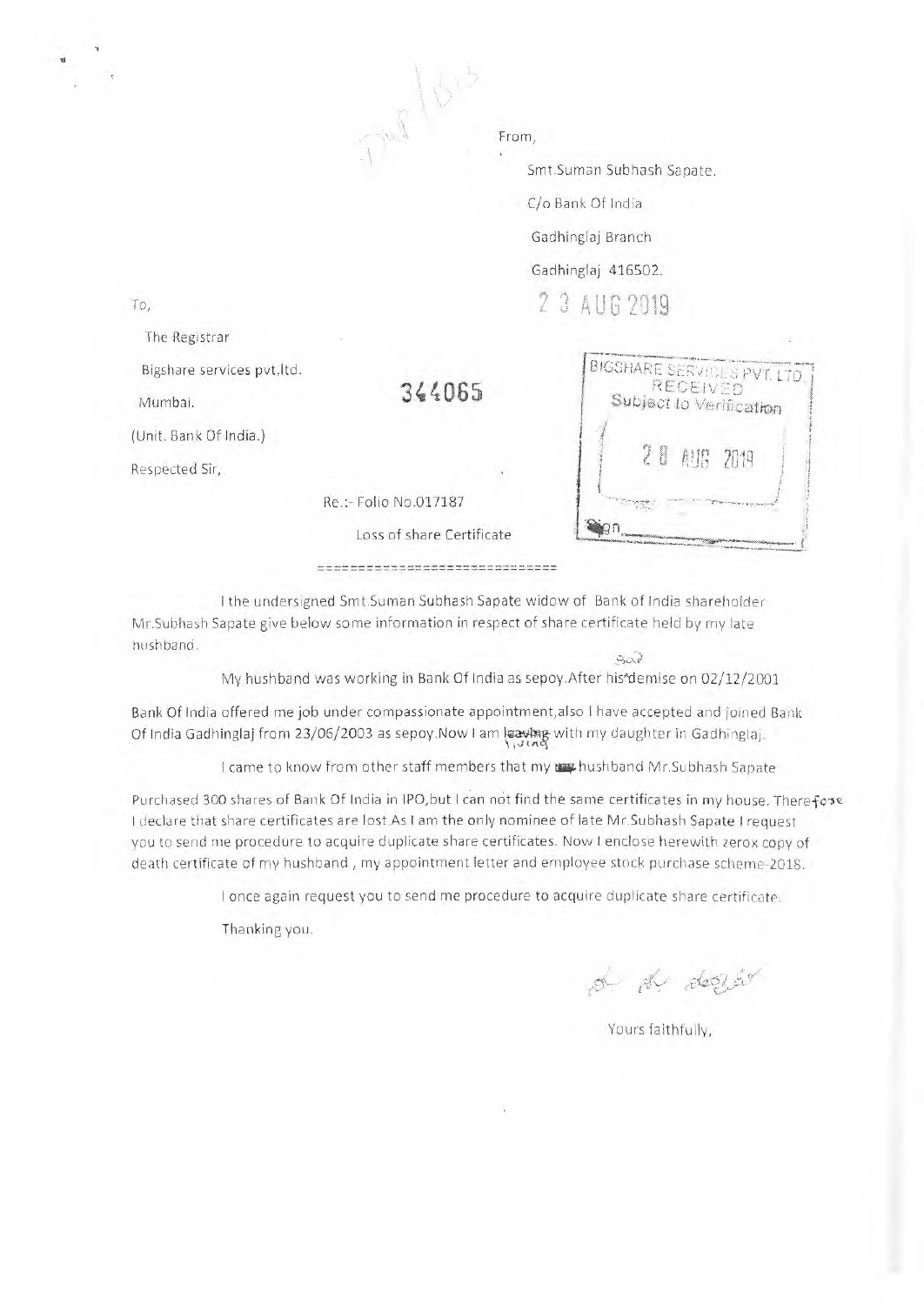From,

Smt.Suman Subhash Sapate.

C/o Bank Of India

Gadhinglaj Branch

Gadhinglaj 416502.

23 AUG 2019

To,

The Registrar

Bigshare services pvt.ltd.

Mumbai.

(Unit. Bank Of India.)

344065

BIGSHARE SERVICES PVT. LTD.
RECEIVED
Subject to Verification
28 AUG 2019
Sign

Respected Sir,

Re.:- Folio No.017187

Loss of share Certificate

==============================

I the undersigned Smt.Suman Subhash Sapate widow of Bank of India shareholder Mr.Subhash Sapate give below some information in respect of share certificate held by my late hushband.

My hushband was working in Bank Of India as sepoy.After his demise on 02/12/2001

Bank Of India offered me job under compassionate appointment,also I have accepted and joined Bank Of India Gadhinglaj from 23/06/2003 as sepoy.Now I am ~~leaving~~ living with my daughter in Gadhinglaj.

I came to know from other staff members that my hushband Mr.Subhash Sapate

Purchased 300 shares of Bank Of India in IPO,but I can not find the same certificates in my house. Therefore I declare that share certificates are lost.As I am the only nominee of late Mr.Subhash Sapate I request you to send me procedure to acquire duplicate share certificates. Now I enclose herewith zerox copy of death certificate of my hushband , my appointment letter and employee stock purchase scheme-2018.

I once again request you to send me procedure to acquire duplicate share certificate.

Thanking you.

Yours faithfully,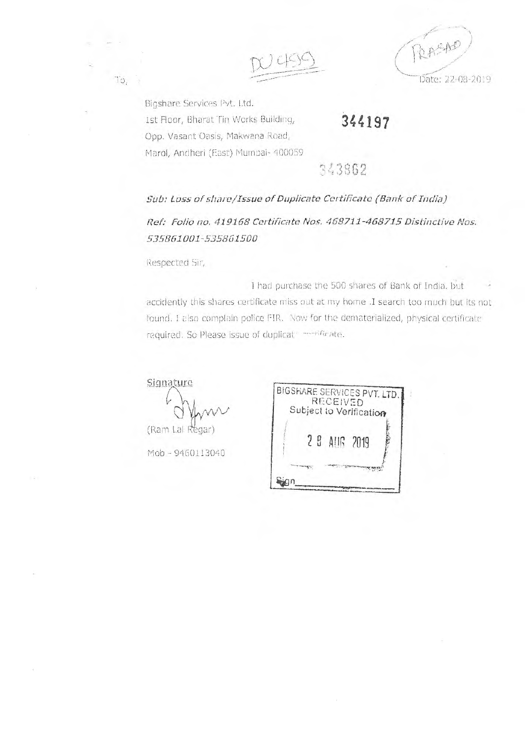DU 499

PRASAD

Date: 22-08-2019

To,

Bigshare Services Pvt. Ltd.
1st Floor, Bharat Tin Works Building,
Opp. Vasant Oasis, Makwana Road,
Marol, Andheri (East) Mumbai- 400059

344197

343862

*Sub: Loss of share/Issue of Duplicate Certificate (Bank of India)*

*Ref: Folio no. 419168 Certificate Nos. 468711-468715 Distinctive Nos. 535861001-535861500*

Respected Sir,

I had purchase the 500 shares of Bank of India. but accidently this shares certificate miss out at my home .I search too much but its not found. I also complain police FIR. Now for the dematerialized, physical certificate required. So Please issue of duplicat certificate.

Signature

(Ram Lal Regar)

Mob - 9460113040

BIGSHARE SERVICES PVT. LTD.
RECEIVED
Subject to Verification
28 AUG 2019
Sign